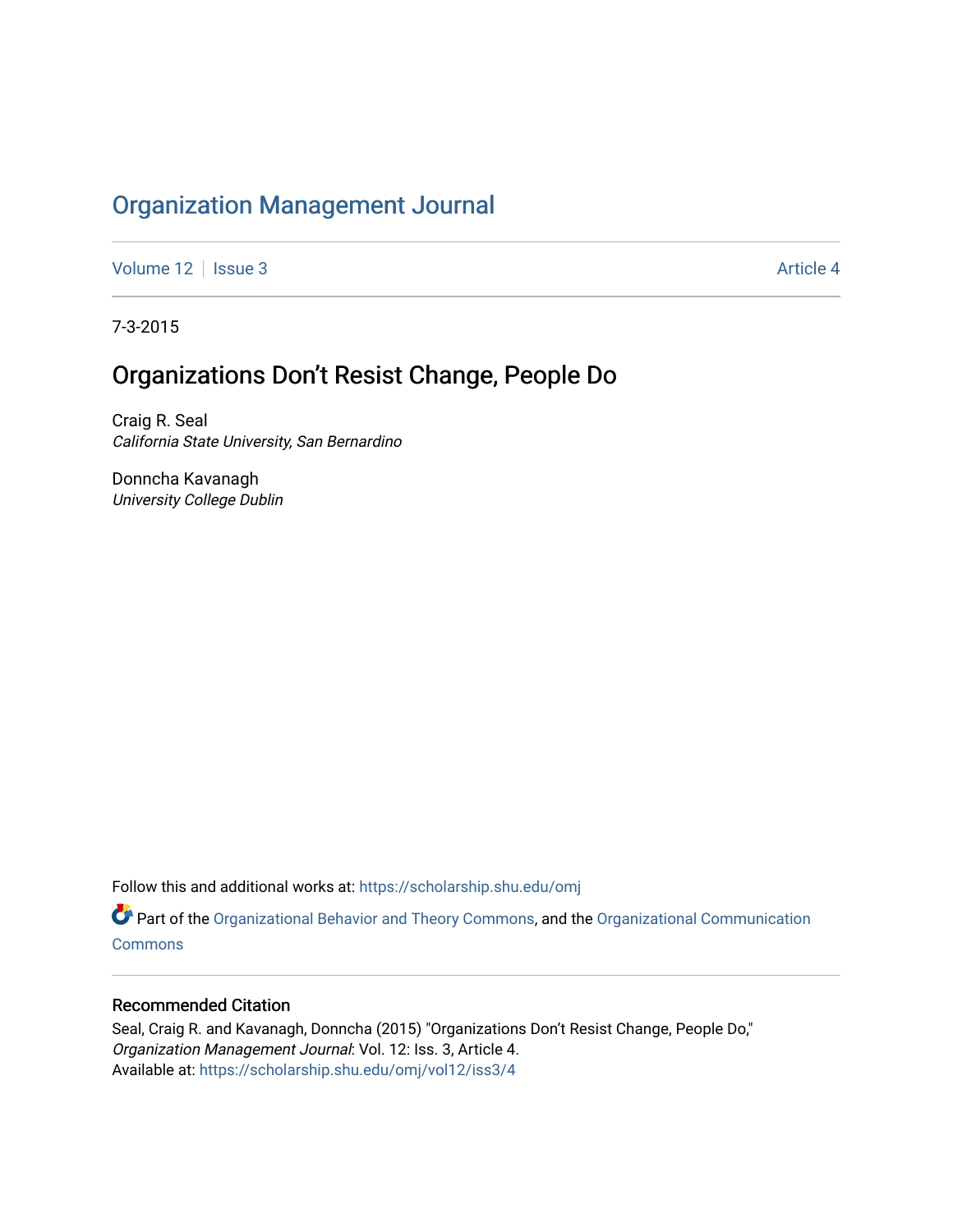# Organization Management Journal

Volume 12 | Issue 3 | Article 4

7-3-2015

## Organizations Don't Resist Change, People Do

Craig R. Seal
*California State University, San Bernardino*

Donncha Kavanagh
*University College Dublin*

Follow this and additional works at: https://scholarship.shu.edu/omj

Part of the Organizational Behavior and Theory Commons, and the Organizational Communication Commons

### Recommended Citation

Seal, Craig R. and Kavanagh, Donncha (2015) "Organizations Don't Resist Change, People Do," *Organization Management Journal*: Vol. 12: Iss. 3, Article 4.
Available at: https://scholarship.shu.edu/omj/vol12/iss3/4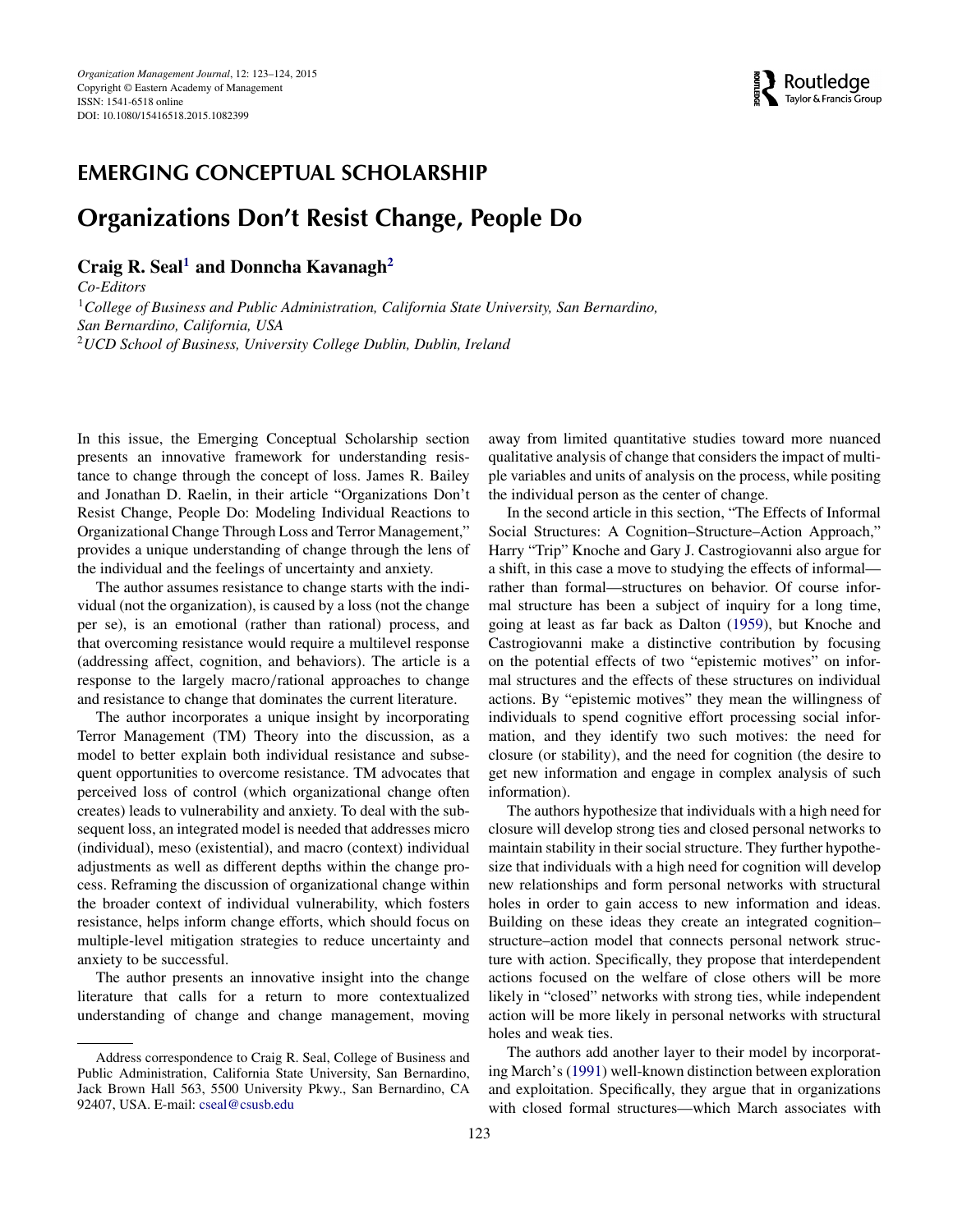## EMERGING CONCEPTUAL SCHOLARSHIP

# Organizations Don't Resist Change, People Do

**Craig R. Seal[1] and Donncha Kavanagh[2]**

*Co-Editors*

[1]*College of Business and Public Administration, California State University, San Bernardino, San Bernardino, California, USA*

[2]*UCD School of Business, University College Dublin, Dublin, Ireland*

In this issue, the Emerging Conceptual Scholarship section presents an innovative framework for understanding resistance to change through the concept of loss. James R. Bailey and Jonathan D. Raelin, in their article "Organizations Don't Resist Change, People Do: Modeling Individual Reactions to Organizational Change Through Loss and Terror Management," provides a unique understanding of change through the lens of the individual and the feelings of uncertainty and anxiety.

The author assumes resistance to change starts with the individual (not the organization), is caused by a loss (not the change per se), is an emotional (rather than rational) process, and that overcoming resistance would require a multilevel response (addressing affect, cognition, and behaviors). The article is a response to the largely macro/rational approaches to change and resistance to change that dominates the current literature.

The author incorporates a unique insight by incorporating Terror Management (TM) Theory into the discussion, as a model to better explain both individual resistance and subsequent opportunities to overcome resistance. TM advocates that perceived loss of control (which organizational change often creates) leads to vulnerability and anxiety. To deal with the subsequent loss, an integrated model is needed that addresses micro (individual), meso (existential), and macro (context) individual adjustments as well as different depths within the change process. Reframing the discussion of organizational change within the broader context of individual vulnerability, which fosters resistance, helps inform change efforts, which should focus on multiple-level mitigation strategies to reduce uncertainty and anxiety to be successful.

The author presents an innovative insight into the change literature that calls for a return to more contextualized understanding of change and change management, moving away from limited quantitative studies toward more nuanced qualitative analysis of change that considers the impact of multiple variables and units of analysis on the process, while positing the individual person as the center of change.

In the second article in this section, "The Effects of Informal Social Structures: A Cognition–Structure–Action Approach," Harry "Trip" Knoche and Gary J. Castrogiovanni also argue for a shift, in this case a move to studying the effects of informal—rather than formal—structures on behavior. Of course informal structure has been a subject of inquiry for a long time, going at least as far back as Dalton (1959), but Knoche and Castrogiovanni make a distinctive contribution by focusing on the potential effects of two "epistemic motives" on informal structures and the effects of these structures on individual actions. By "epistemic motives" they mean the willingness of individuals to spend cognitive effort processing social information, and they identify two such motives: the need for closure (or stability), and the need for cognition (the desire to get new information and engage in complex analysis of such information).

The authors hypothesize that individuals with a high need for closure will develop strong ties and closed personal networks to maintain stability in their social structure. They further hypothesize that individuals with a high need for cognition will develop new relationships and form personal networks with structural holes in order to gain access to new information and ideas. Building on these ideas they create an integrated cognition–structure–action model that connects personal network structure with action. Specifically, they propose that interdependent actions focused on the welfare of close others will be more likely in "closed" networks with strong ties, while independent action will be more likely in personal networks with structural holes and weak ties.

The authors add another layer to their model by incorporating March's (1991) well-known distinction between exploration and exploitation. Specifically, they argue that in organizations with closed formal structures—which March associates with

Address correspondence to Craig R. Seal, College of Business and Public Administration, California State University, San Bernardino, Jack Brown Hall 563, 5500 University Pkwy., San Bernardino, CA 92407, USA. E-mail: cseal@csusb.edu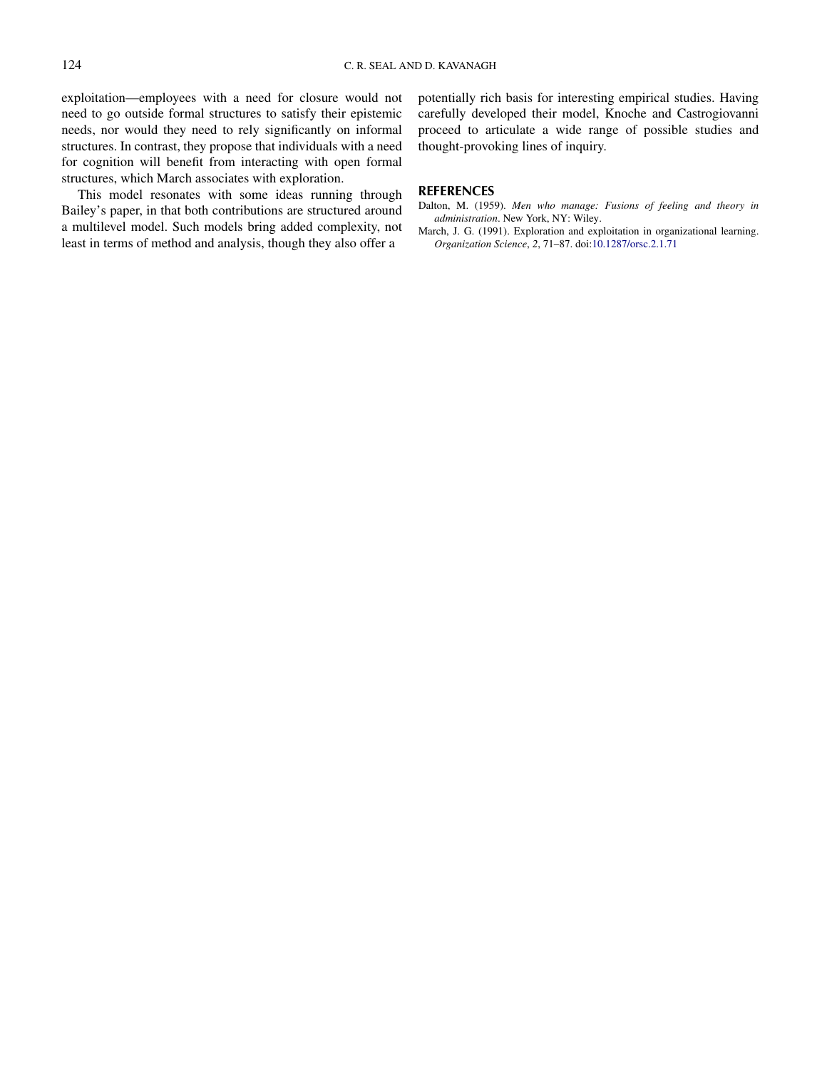exploitation—employees with a need for closure would not need to go outside formal structures to satisfy their epistemic needs, nor would they need to rely significantly on informal structures. In contrast, they propose that individuals with a need for cognition will benefit from interacting with open formal structures, which March associates with exploration.

This model resonates with some ideas running through Bailey's paper, in that both contributions are structured around a multilevel model. Such models bring added complexity, not least in terms of method and analysis, though they also offer a potentially rich basis for interesting empirical studies. Having carefully developed their model, Knoche and Castrogiovanni proceed to articulate a wide range of possible studies and thought-provoking lines of inquiry.

## REFERENCES

Dalton, M. (1959). *Men who manage: Fusions of feeling and theory in administration*. New York, NY: Wiley.

March, J. G. (1991). Exploration and exploitation in organizational learning. *Organization Science*, *2*, 71–87. doi:10.1287/orsc.2.1.71